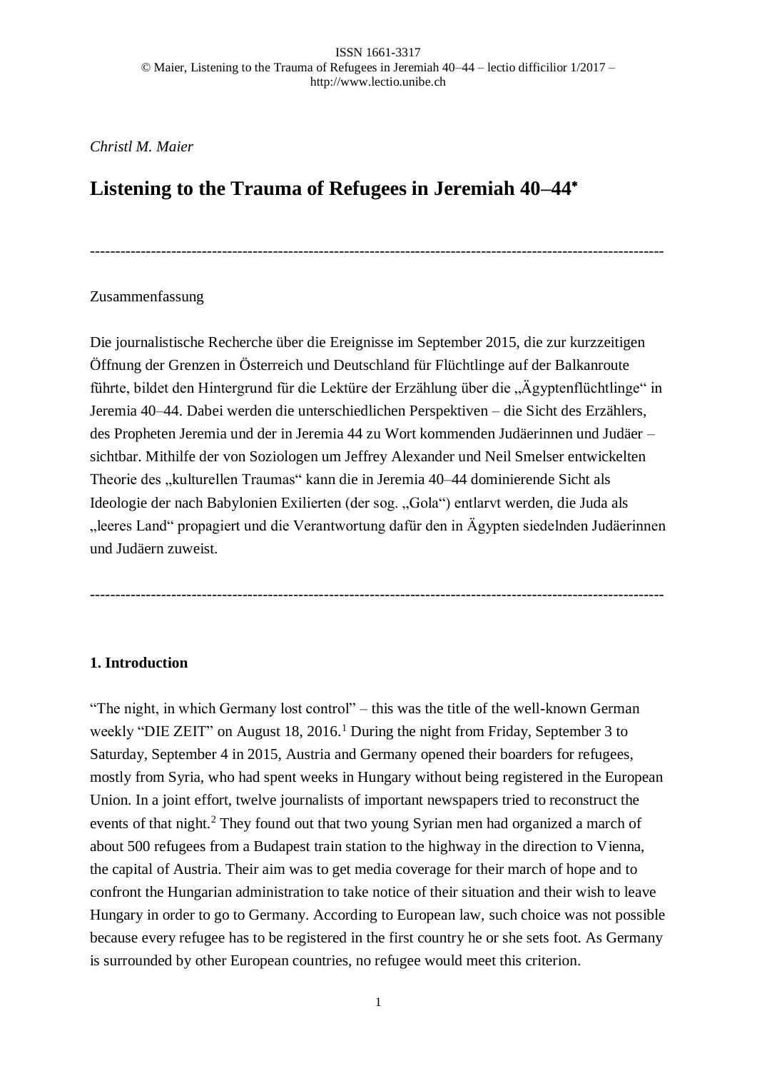*Christl M. Maier*

# Listening to the Trauma of Refugees in Jeremiah 40–44*

---

Zusammenfassung

Die journalistische Recherche über die Ereignisse im September 2015, die zur kurzzeitigen Öffnung der Grenzen in Österreich und Deutschland für Flüchtlinge auf der Balkanroute führte, bildet den Hintergrund für die Lektüre der Erzählung über die „Ägyptenflüchtlinge" in Jeremia 40–44. Dabei werden die unterschiedlichen Perspektiven – die Sicht des Erzählers, des Propheten Jeremia und der in Jeremia 44 zu Wort kommenden Judäerinnen und Judäer – sichtbar. Mithilfe der von Soziologen um Jeffrey Alexander und Neil Smelser entwickelten Theorie des „kulturellen Traumas" kann die in Jeremia 40–44 dominierende Sicht als Ideologie der nach Babylonien Exilierten (der sog. „Gola") entlarvt werden, die Juda als „leeres Land" propagiert und die Verantwortung dafür den in Ägypten siedelnden Judäerinnen und Judäern zuweist.

---

## 1. Introduction

"The night, in which Germany lost control" – this was the title of the well-known German weekly "DIE ZEIT" on August 18, 2016.[1] During the night from Friday, September 3 to Saturday, September 4 in 2015, Austria and Germany opened their boarders for refugees, mostly from Syria, who had spent weeks in Hungary without being registered in the European Union. In a joint effort, twelve journalists of important newspapers tried to reconstruct the events of that night.[2] They found out that two young Syrian men had organized a march of about 500 refugees from a Budapest train station to the highway in the direction to Vienna, the capital of Austria. Their aim was to get media coverage for their march of hope and to confront the Hungarian administration to take notice of their situation and their wish to leave Hungary in order to go to Germany. According to European law, such choice was not possible because every refugee has to be registered in the first country he or she sets foot. As Germany is surrounded by other European countries, no refugee would meet this criterion.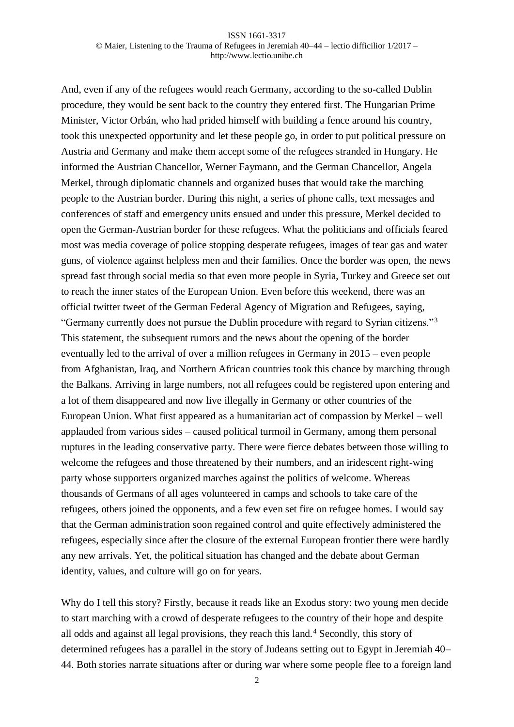And, even if any of the refugees would reach Germany, according to the so-called Dublin procedure, they would be sent back to the country they entered first. The Hungarian Prime Minister, Victor Orbán, who had prided himself with building a fence around his country, took this unexpected opportunity and let these people go, in order to put political pressure on Austria and Germany and make them accept some of the refugees stranded in Hungary. He informed the Austrian Chancellor, Werner Faymann, and the German Chancellor, Angela Merkel, through diplomatic channels and organized buses that would take the marching people to the Austrian border. During this night, a series of phone calls, text messages and conferences of staff and emergency units ensued and under this pressure, Merkel decided to open the German-Austrian border for these refugees. What the politicians and officials feared most was media coverage of police stopping desperate refugees, images of tear gas and water guns, of violence against helpless men and their families. Once the border was open, the news spread fast through social media so that even more people in Syria, Turkey and Greece set out to reach the inner states of the European Union. Even before this weekend, there was an official twitter tweet of the German Federal Agency of Migration and Refugees, saying, "Germany currently does not pursue the Dublin procedure with regard to Syrian citizens."[3] This statement, the subsequent rumors and the news about the opening of the border eventually led to the arrival of over a million refugees in Germany in 2015 – even people from Afghanistan, Iraq, and Northern African countries took this chance by marching through the Balkans. Arriving in large numbers, not all refugees could be registered upon entering and a lot of them disappeared and now live illegally in Germany or other countries of the European Union. What first appeared as a humanitarian act of compassion by Merkel – well applauded from various sides – caused political turmoil in Germany, among them personal ruptures in the leading conservative party. There were fierce debates between those willing to welcome the refugees and those threatened by their numbers, and an iridescent right-wing party whose supporters organized marches against the politics of welcome. Whereas thousands of Germans of all ages volunteered in camps and schools to take care of the refugees, others joined the opponents, and a few even set fire on refugee homes. I would say that the German administration soon regained control and quite effectively administered the refugees, especially since after the closure of the external European frontier there were hardly any new arrivals. Yet, the political situation has changed and the debate about German identity, values, and culture will go on for years.

Why do I tell this story? Firstly, because it reads like an Exodus story: two young men decide to start marching with a crowd of desperate refugees to the country of their hope and despite all odds and against all legal provisions, they reach this land.[4] Secondly, this story of determined refugees has a parallel in the story of Judeans setting out to Egypt in Jeremiah 40–44. Both stories narrate situations after or during war where some people flee to a foreign land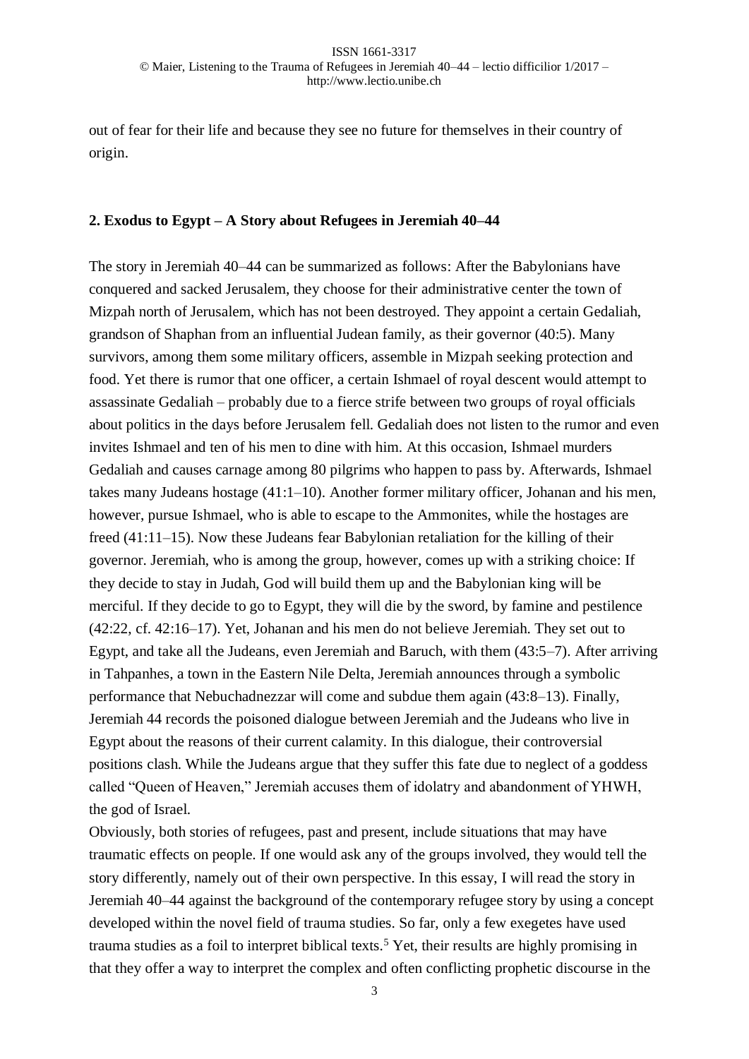out of fear for their life and because they see no future for themselves in their country of origin.

## 2. Exodus to Egypt – A Story about Refugees in Jeremiah 40–44

The story in Jeremiah 40–44 can be summarized as follows: After the Babylonians have conquered and sacked Jerusalem, they choose for their administrative center the town of Mizpah north of Jerusalem, which has not been destroyed. They appoint a certain Gedaliah, grandson of Shaphan from an influential Judean family, as their governor (40:5). Many survivors, among them some military officers, assemble in Mizpah seeking protection and food. Yet there is rumor that one officer, a certain Ishmael of royal descent would attempt to assassinate Gedaliah – probably due to a fierce strife between two groups of royal officials about politics in the days before Jerusalem fell. Gedaliah does not listen to the rumor and even invites Ishmael and ten of his men to dine with him. At this occasion, Ishmael murders Gedaliah and causes carnage among 80 pilgrims who happen to pass by. Afterwards, Ishmael takes many Judeans hostage (41:1–10). Another former military officer, Johanan and his men, however, pursue Ishmael, who is able to escape to the Ammonites, while the hostages are freed (41:11–15). Now these Judeans fear Babylonian retaliation for the killing of their governor. Jeremiah, who is among the group, however, comes up with a striking choice: If they decide to stay in Judah, God will build them up and the Babylonian king will be merciful. If they decide to go to Egypt, they will die by the sword, by famine and pestilence (42:22, cf. 42:16–17). Yet, Johanan and his men do not believe Jeremiah. They set out to Egypt, and take all the Judeans, even Jeremiah and Baruch, with them (43:5–7). After arriving in Tahpanhes, a town in the Eastern Nile Delta, Jeremiah announces through a symbolic performance that Nebuchadnezzar will come and subdue them again (43:8–13). Finally, Jeremiah 44 records the poisoned dialogue between Jeremiah and the Judeans who live in Egypt about the reasons of their current calamity. In this dialogue, their controversial positions clash. While the Judeans argue that they suffer this fate due to neglect of a goddess called "Queen of Heaven," Jeremiah accuses them of idolatry and abandonment of YHWH, the god of Israel.

Obviously, both stories of refugees, past and present, include situations that may have traumatic effects on people. If one would ask any of the groups involved, they would tell the story differently, namely out of their own perspective. In this essay, I will read the story in Jeremiah 40–44 against the background of the contemporary refugee story by using a concept developed within the novel field of trauma studies. So far, only a few exegetes have used trauma studies as a foil to interpret biblical texts.[5] Yet, their results are highly promising in that they offer a way to interpret the complex and often conflicting prophetic discourse in the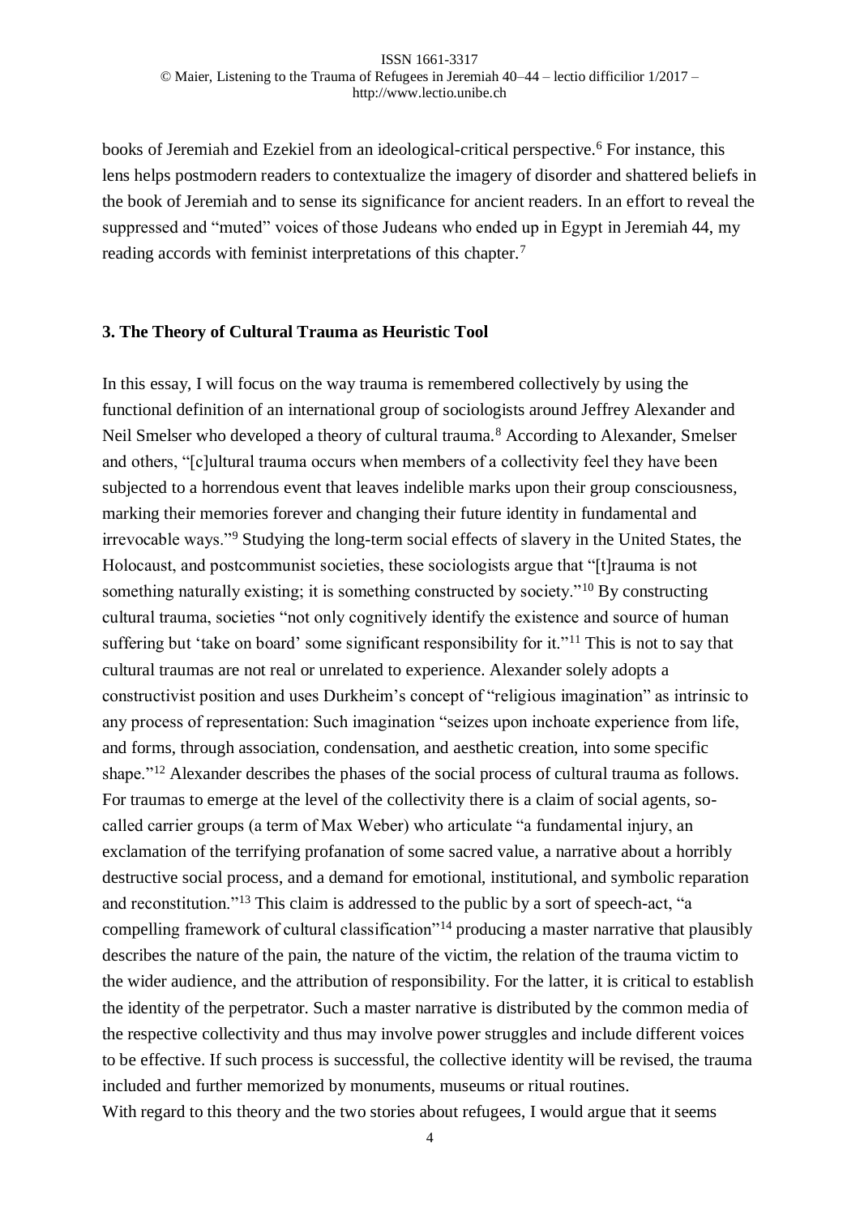books of Jeremiah and Ezekiel from an ideological-critical perspective.[6] For instance, this lens helps postmodern readers to contextualize the imagery of disorder and shattered beliefs in the book of Jeremiah and to sense its significance for ancient readers. In an effort to reveal the suppressed and "muted" voices of those Judeans who ended up in Egypt in Jeremiah 44, my reading accords with feminist interpretations of this chapter.[7]

### 3. The Theory of Cultural Trauma as Heuristic Tool

In this essay, I will focus on the way trauma is remembered collectively by using the functional definition of an international group of sociologists around Jeffrey Alexander and Neil Smelser who developed a theory of cultural trauma.[8] According to Alexander, Smelser and others, "[c]ultural trauma occurs when members of a collectivity feel they have been subjected to a horrendous event that leaves indelible marks upon their group consciousness, marking their memories forever and changing their future identity in fundamental and irrevocable ways."[9] Studying the long-term social effects of slavery in the United States, the Holocaust, and postcommunist societies, these sociologists argue that "[t]rauma is not something naturally existing; it is something constructed by society."[10] By constructing cultural trauma, societies "not only cognitively identify the existence and source of human suffering but 'take on board' some significant responsibility for it."[11] This is not to say that cultural traumas are not real or unrelated to experience. Alexander solely adopts a constructivist position and uses Durkheim's concept of "religious imagination" as intrinsic to any process of representation: Such imagination "seizes upon inchoate experience from life, and forms, through association, condensation, and aesthetic creation, into some specific shape."[12] Alexander describes the phases of the social process of cultural trauma as follows. For traumas to emerge at the level of the collectivity there is a claim of social agents, so-called carrier groups (a term of Max Weber) who articulate "a fundamental injury, an exclamation of the terrifying profanation of some sacred value, a narrative about a horribly destructive social process, and a demand for emotional, institutional, and symbolic reparation and reconstitution."[13] This claim is addressed to the public by a sort of speech-act, "a compelling framework of cultural classification"[14] producing a master narrative that plausibly describes the nature of the pain, the nature of the victim, the relation of the trauma victim to the wider audience, and the attribution of responsibility. For the latter, it is critical to establish the identity of the perpetrator. Such a master narrative is distributed by the common media of the respective collectivity and thus may involve power struggles and include different voices to be effective. If such process is successful, the collective identity will be revised, the trauma included and further memorized by monuments, museums or ritual routines.

With regard to this theory and the two stories about refugees, I would argue that it seems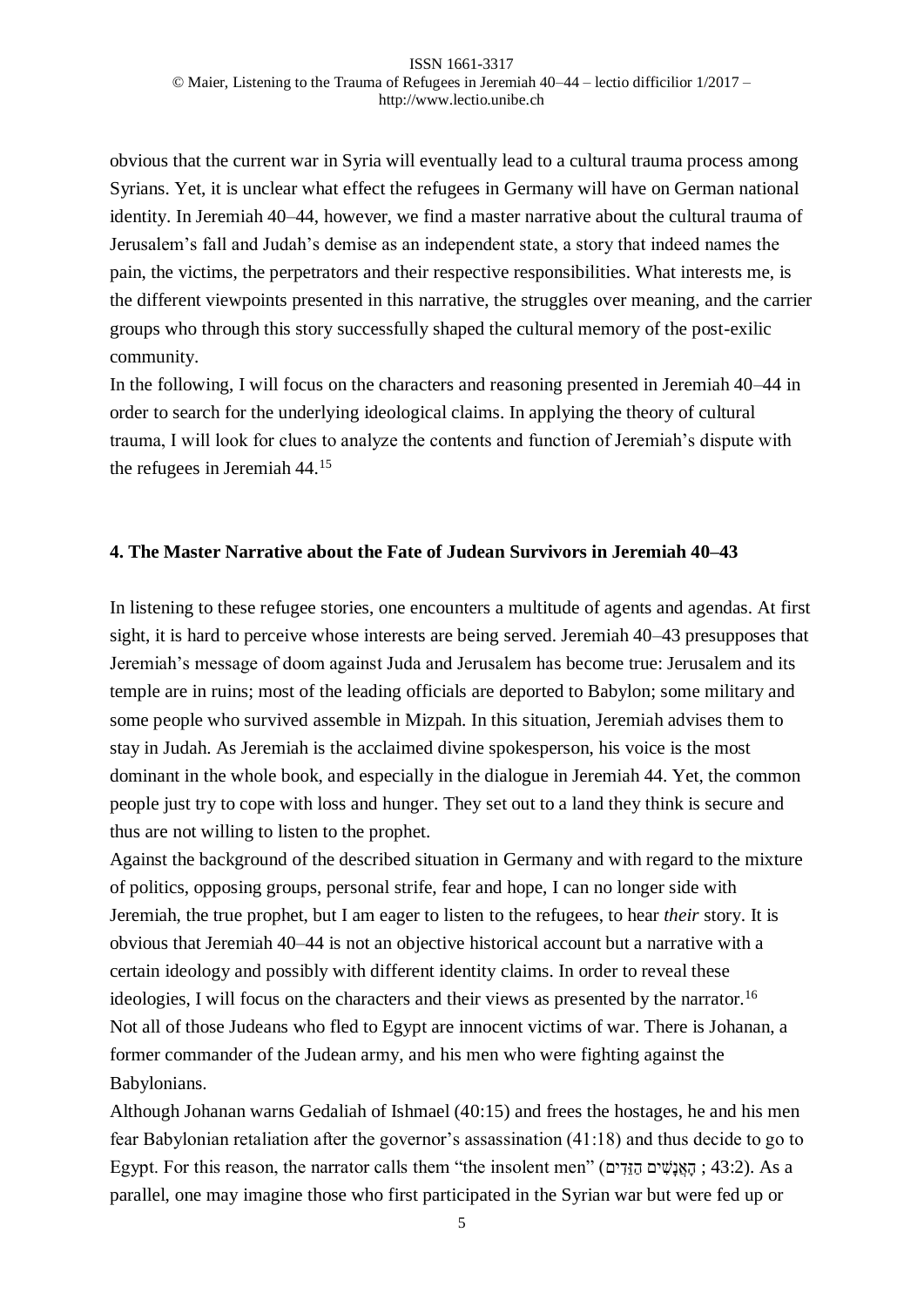obvious that the current war in Syria will eventually lead to a cultural trauma process among Syrians. Yet, it is unclear what effect the refugees in Germany will have on German national identity. In Jeremiah 40–44, however, we find a master narrative about the cultural trauma of Jerusalem's fall and Judah's demise as an independent state, a story that indeed names the pain, the victims, the perpetrators and their respective responsibilities. What interests me, is the different viewpoints presented in this narrative, the struggles over meaning, and the carrier groups who through this story successfully shaped the cultural memory of the post-exilic community.

In the following, I will focus on the characters and reasoning presented in Jeremiah 40–44 in order to search for the underlying ideological claims. In applying the theory of cultural trauma, I will look for clues to analyze the contents and function of Jeremiah's dispute with the refugees in Jeremiah 44.[15]

## 4. The Master Narrative about the Fate of Judean Survivors in Jeremiah 40–43

In listening to these refugee stories, one encounters a multitude of agents and agendas. At first sight, it is hard to perceive whose interests are being served. Jeremiah 40–43 presupposes that Jeremiah's message of doom against Juda and Jerusalem has become true: Jerusalem and its temple are in ruins; most of the leading officials are deported to Babylon; some military and some people who survived assemble in Mizpah. In this situation, Jeremiah advises them to stay in Judah. As Jeremiah is the acclaimed divine spokesperson, his voice is the most dominant in the whole book, and especially in the dialogue in Jeremiah 44. Yet, the common people just try to cope with loss and hunger. They set out to a land they think is secure and thus are not willing to listen to the prophet.

Against the background of the described situation in Germany and with regard to the mixture of politics, opposing groups, personal strife, fear and hope, I can no longer side with Jeremiah, the true prophet, but I am eager to listen to the refugees, to hear *their* story. It is obvious that Jeremiah 40–44 is not an objective historical account but a narrative with a certain ideology and possibly with different identity claims. In order to reveal these ideologies, I will focus on the characters and their views as presented by the narrator.[16]

Not all of those Judeans who fled to Egypt are innocent victims of war. There is Johanan, a former commander of the Judean army, and his men who were fighting against the Babylonians.

Although Johanan warns Gedaliah of Ishmael (40:15) and frees the hostages, he and his men fear Babylonian retaliation after the governor's assassination (41:18) and thus decide to go to Egypt. For this reason, the narrator calls them "the insolent men" (הָאֲנָשִׁים הַזֵּדִים ; 43:2). As a parallel, one may imagine those who first participated in the Syrian war but were fed up or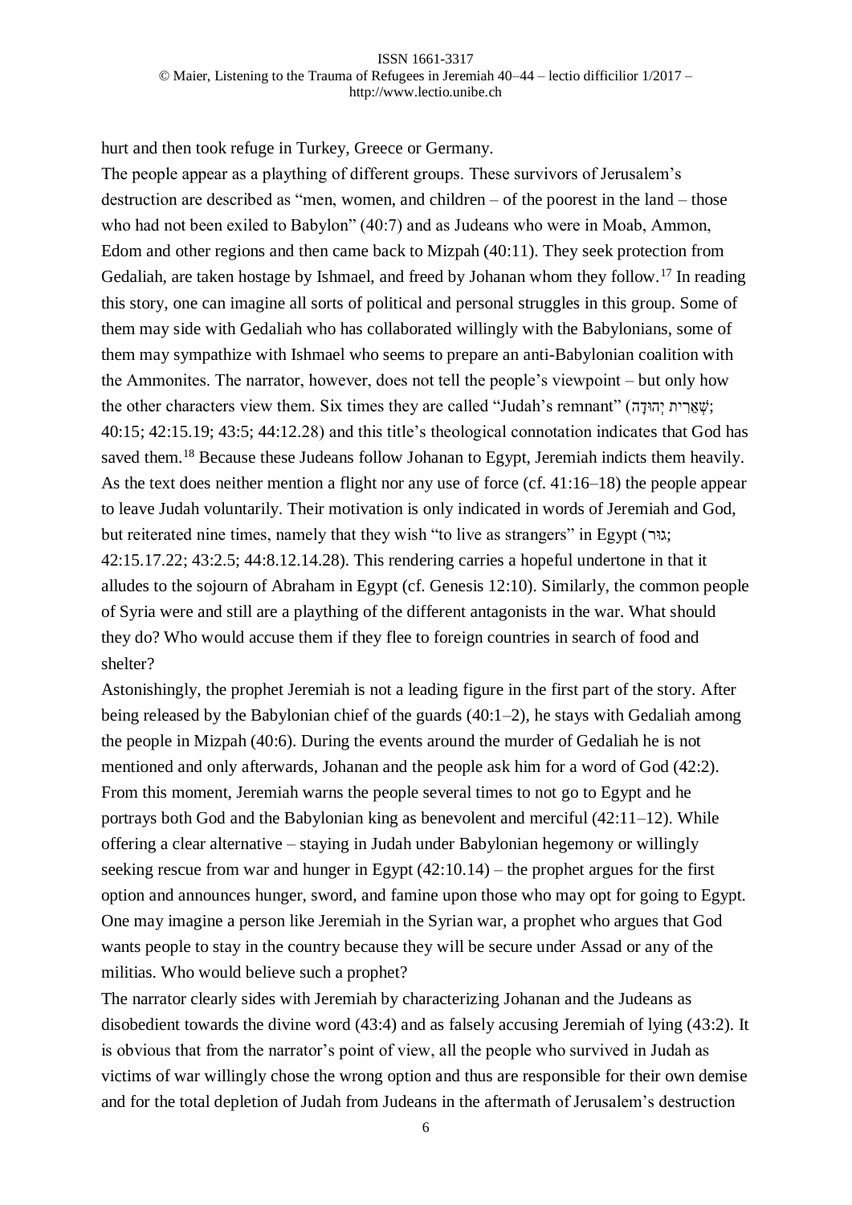hurt and then took refuge in Turkey, Greece or Germany.

The people appear as a plaything of different groups. These survivors of Jerusalem's destruction are described as "men, women, and children – of the poorest in the land – those who had not been exiled to Babylon" (40:7) and as Judeans who were in Moab, Ammon, Edom and other regions and then came back to Mizpah (40:11). They seek protection from Gedaliah, are taken hostage by Ishmael, and freed by Johanan whom they follow.[17] In reading this story, one can imagine all sorts of political and personal struggles in this group. Some of them may side with Gedaliah who has collaborated willingly with the Babylonians, some of them may sympathize with Ishmael who seems to prepare an anti-Babylonian coalition with the Ammonites. The narrator, however, does not tell the people's viewpoint – but only how the other characters view them. Six times they are called "Judah's remnant" (שְׁאֵרִית יְהוּדָה; 40:15; 42:15.19; 43:5; 44:12.28) and this title's theological connotation indicates that God has saved them.[18] Because these Judeans follow Johanan to Egypt, Jeremiah indicts them heavily. As the text does neither mention a flight nor any use of force (cf. 41:16–18) the people appear to leave Judah voluntarily. Their motivation is only indicated in words of Jeremiah and God, but reiterated nine times, namely that they wish "to live as strangers" in Egypt (גור; 42:15.17.22; 43:2.5; 44:8.12.14.28). This rendering carries a hopeful undertone in that it alludes to the sojourn of Abraham in Egypt (cf. Genesis 12:10). Similarly, the common people of Syria were and still are a plaything of the different antagonists in the war. What should they do? Who would accuse them if they flee to foreign countries in search of food and shelter?

Astonishingly, the prophet Jeremiah is not a leading figure in the first part of the story. After being released by the Babylonian chief of the guards (40:1–2), he stays with Gedaliah among the people in Mizpah (40:6). During the events around the murder of Gedaliah he is not mentioned and only afterwards, Johanan and the people ask him for a word of God (42:2). From this moment, Jeremiah warns the people several times to not go to Egypt and he portrays both God and the Babylonian king as benevolent and merciful (42:11–12). While offering a clear alternative – staying in Judah under Babylonian hegemony or willingly seeking rescue from war and hunger in Egypt (42:10.14) – the prophet argues for the first option and announces hunger, sword, and famine upon those who may opt for going to Egypt. One may imagine a person like Jeremiah in the Syrian war, a prophet who argues that God wants people to stay in the country because they will be secure under Assad or any of the militias. Who would believe such a prophet?

The narrator clearly sides with Jeremiah by characterizing Johanan and the Judeans as disobedient towards the divine word (43:4) and as falsely accusing Jeremiah of lying (43:2). It is obvious that from the narrator's point of view, all the people who survived in Judah as victims of war willingly chose the wrong option and thus are responsible for their own demise and for the total depletion of Judah from Judeans in the aftermath of Jerusalem's destruction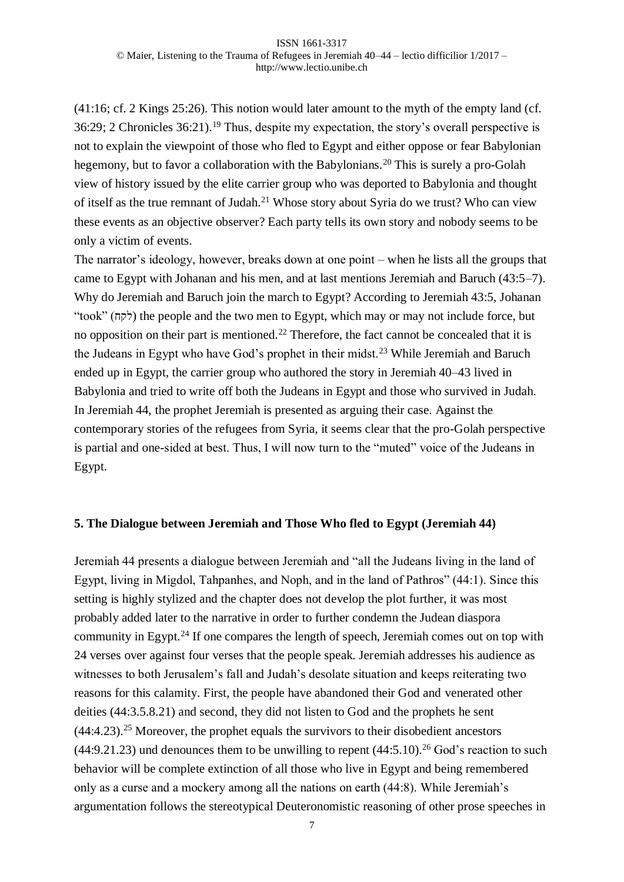(41:16; cf. 2 Kings 25:26). This notion would later amount to the myth of the empty land (cf. 36:29; 2 Chronicles 36:21).[19] Thus, despite my expectation, the story's overall perspective is not to explain the viewpoint of those who fled to Egypt and either oppose or fear Babylonian hegemony, but to favor a collaboration with the Babylonians.[20] This is surely a pro-Golah view of history issued by the elite carrier group who was deported to Babylonia and thought of itself as the true remnant of Judah.[21] Whose story about Syria do we trust? Who can view these events as an objective observer? Each party tells its own story and nobody seems to be only a victim of events.

The narrator's ideology, however, breaks down at one point – when he lists all the groups that came to Egypt with Johanan and his men, and at last mentions Jeremiah and Baruch (43:5–7). Why do Jeremiah and Baruch join the march to Egypt? According to Jeremiah 43:5, Johanan "took" (לקח) the people and the two men to Egypt, which may or may not include force, but no opposition on their part is mentioned.[22] Therefore, the fact cannot be concealed that it is the Judeans in Egypt who have God's prophet in their midst.[23] While Jeremiah and Baruch ended up in Egypt, the carrier group who authored the story in Jeremiah 40–43 lived in Babylonia and tried to write off both the Judeans in Egypt and those who survived in Judah. In Jeremiah 44, the prophet Jeremiah is presented as arguing their case. Against the contemporary stories of the refugees from Syria, it seems clear that the pro-Golah perspective is partial and one-sided at best. Thus, I will now turn to the "muted" voice of the Judeans in Egypt.

## 5. The Dialogue between Jeremiah and Those Who fled to Egypt (Jeremiah 44)

Jeremiah 44 presents a dialogue between Jeremiah and "all the Judeans living in the land of Egypt, living in Migdol, Tahpanhes, and Noph, and in the land of Pathros" (44:1). Since this setting is highly stylized and the chapter does not develop the plot further, it was most probably added later to the narrative in order to further condemn the Judean diaspora community in Egypt.[24] If one compares the length of speech, Jeremiah comes out on top with 24 verses over against four verses that the people speak. Jeremiah addresses his audience as witnesses to both Jerusalem's fall and Judah's desolate situation and keeps reiterating two reasons for this calamity. First, the people have abandoned their God and venerated other deities (44:3.5.8.21) and second, they did not listen to God and the prophets he sent (44:4.23).[25] Moreover, the prophet equals the survivors to their disobedient ancestors (44:9.21.23) und denounces them to be unwilling to repent (44:5.10).[26] God's reaction to such behavior will be complete extinction of all those who live in Egypt and being remembered only as a curse and a mockery among all the nations on earth (44:8). While Jeremiah's argumentation follows the stereotypical Deuteronomistic reasoning of other prose speeches in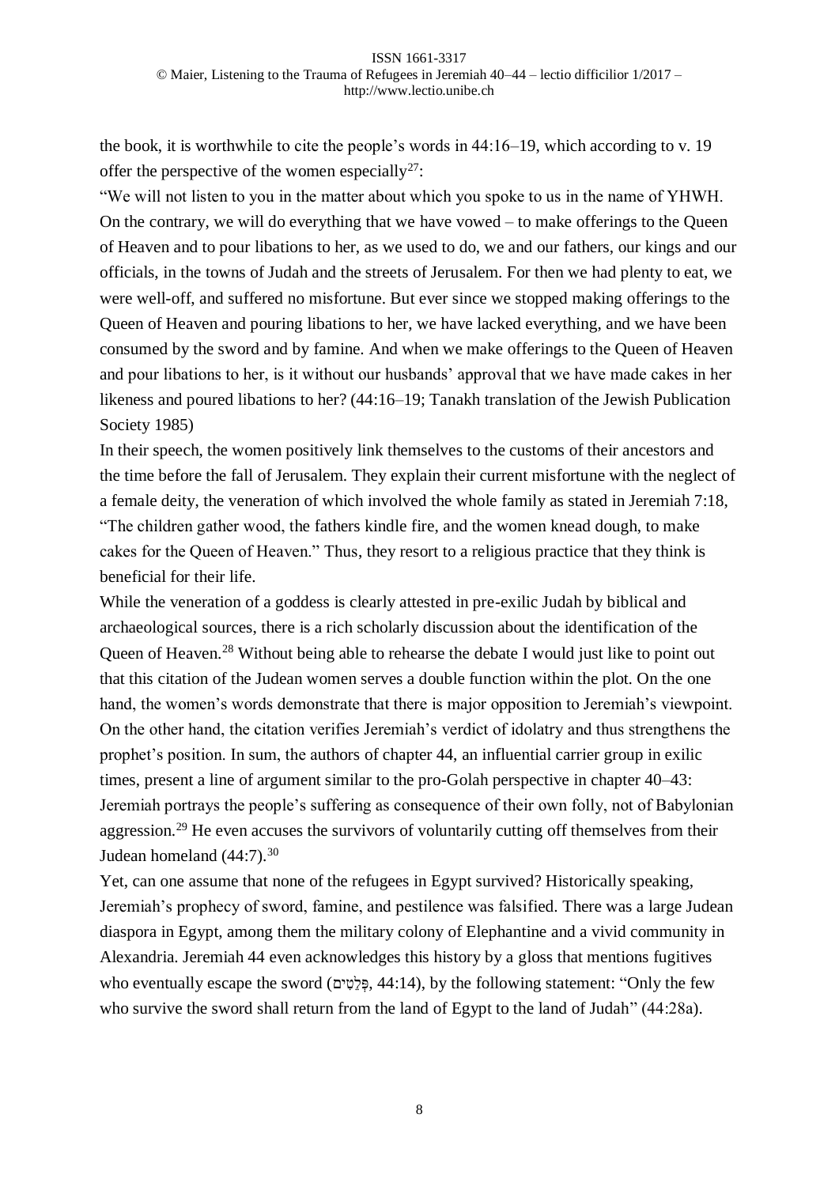the book, it is worthwhile to cite the people's words in 44:16–19, which according to v. 19 offer the perspective of the women especially[27]:

"We will not listen to you in the matter about which you spoke to us in the name of YHWH. On the contrary, we will do everything that we have vowed – to make offerings to the Queen of Heaven and to pour libations to her, as we used to do, we and our fathers, our kings and our officials, in the towns of Judah and the streets of Jerusalem. For then we had plenty to eat, we were well-off, and suffered no misfortune. But ever since we stopped making offerings to the Queen of Heaven and pouring libations to her, we have lacked everything, and we have been consumed by the sword and by famine. And when we make offerings to the Queen of Heaven and pour libations to her, is it without our husbands' approval that we have made cakes in her likeness and poured libations to her? (44:16–19; Tanakh translation of the Jewish Publication Society 1985)

In their speech, the women positively link themselves to the customs of their ancestors and the time before the fall of Jerusalem. They explain their current misfortune with the neglect of a female deity, the veneration of which involved the whole family as stated in Jeremiah 7:18, "The children gather wood, the fathers kindle fire, and the women knead dough, to make cakes for the Queen of Heaven." Thus, they resort to a religious practice that they think is beneficial for their life.

While the veneration of a goddess is clearly attested in pre-exilic Judah by biblical and archaeological sources, there is a rich scholarly discussion about the identification of the Queen of Heaven.[28] Without being able to rehearse the debate I would just like to point out that this citation of the Judean women serves a double function within the plot. On the one hand, the women's words demonstrate that there is major opposition to Jeremiah's viewpoint. On the other hand, the citation verifies Jeremiah's verdict of idolatry and thus strengthens the prophet's position. In sum, the authors of chapter 44, an influential carrier group in exilic times, present a line of argument similar to the pro-Golah perspective in chapter 40–43: Jeremiah portrays the people's suffering as consequence of their own folly, not of Babylonian aggression.[29] He even accuses the survivors of voluntarily cutting off themselves from their Judean homeland (44:7).[30]

Yet, can one assume that none of the refugees in Egypt survived? Historically speaking, Jeremiah's prophecy of sword, famine, and pestilence was falsified. There was a large Judean diaspora in Egypt, among them the military colony of Elephantine and a vivid community in Alexandria. Jeremiah 44 even acknowledges this history by a gloss that mentions fugitives who eventually escape the sword (פְּלֵטִים, 44:14), by the following statement: "Only the few who survive the sword shall return from the land of Egypt to the land of Judah" (44:28a).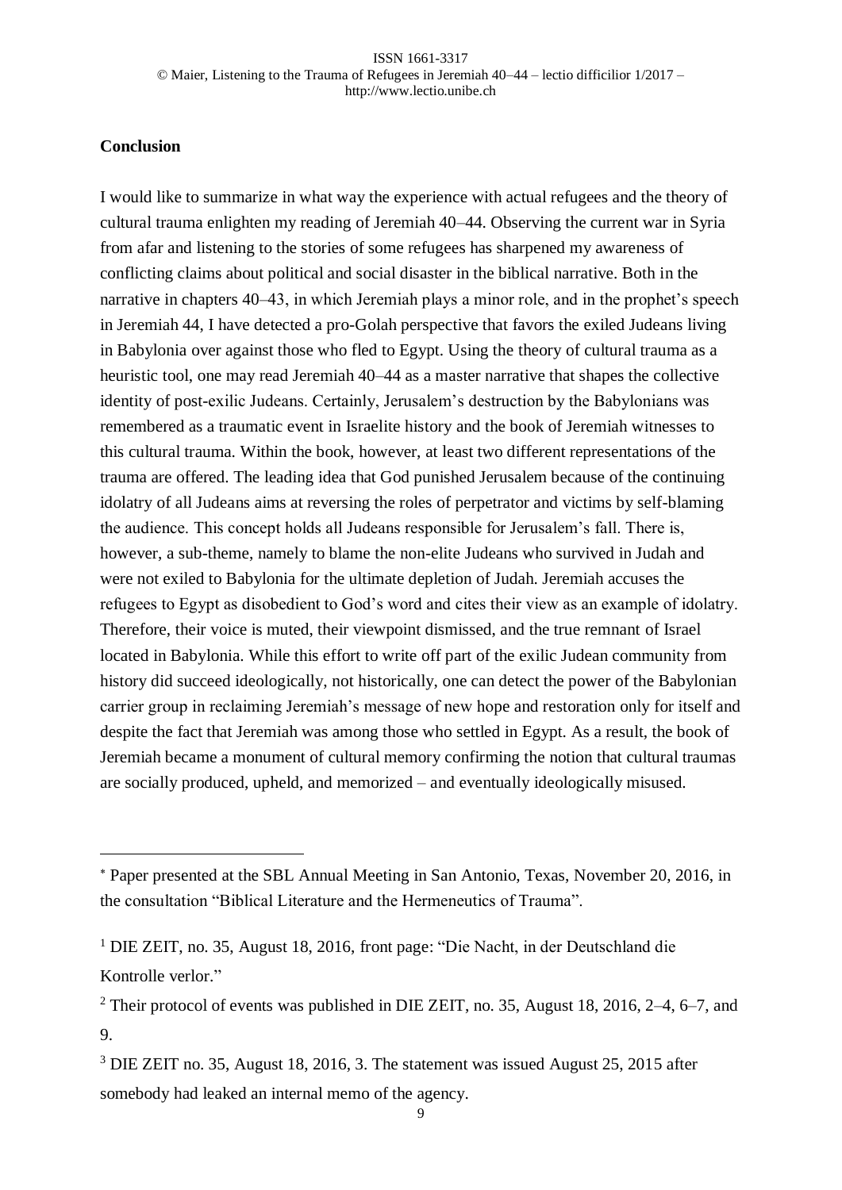## Conclusion

I would like to summarize in what way the experience with actual refugees and the theory of cultural trauma enlighten my reading of Jeremiah 40–44. Observing the current war in Syria from afar and listening to the stories of some refugees has sharpened my awareness of conflicting claims about political and social disaster in the biblical narrative. Both in the narrative in chapters 40–43, in which Jeremiah plays a minor role, and in the prophet's speech in Jeremiah 44, I have detected a pro-Golah perspective that favors the exiled Judeans living in Babylonia over against those who fled to Egypt. Using the theory of cultural trauma as a heuristic tool, one may read Jeremiah 40–44 as a master narrative that shapes the collective identity of post-exilic Judeans. Certainly, Jerusalem's destruction by the Babylonians was remembered as a traumatic event in Israelite history and the book of Jeremiah witnesses to this cultural trauma. Within the book, however, at least two different representations of the trauma are offered. The leading idea that God punished Jerusalem because of the continuing idolatry of all Judeans aims at reversing the roles of perpetrator and victims by self-blaming the audience. This concept holds all Judeans responsible for Jerusalem's fall. There is, however, a sub-theme, namely to blame the non-elite Judeans who survived in Judah and were not exiled to Babylonia for the ultimate depletion of Judah. Jeremiah accuses the refugees to Egypt as disobedient to God's word and cites their view as an example of idolatry. Therefore, their voice is muted, their viewpoint dismissed, and the true remnant of Israel located in Babylonia. While this effort to write off part of the exilic Judean community from history did succeed ideologically, not historically, one can detect the power of the Babylonian carrier group in reclaiming Jeremiah's message of new hope and restoration only for itself and despite the fact that Jeremiah was among those who settled in Egypt. As a result, the book of Jeremiah became a monument of cultural memory confirming the notion that cultural traumas are socially produced, upheld, and memorized – and eventually ideologically misused.

---

[*] Paper presented at the SBL Annual Meeting in San Antonio, Texas, November 20, 2016, in the consultation "Biblical Literature and the Hermeneutics of Trauma".

[1] DIE ZEIT, no. 35, August 18, 2016, front page: "Die Nacht, in der Deutschland die Kontrolle verlor."

[2] Their protocol of events was published in DIE ZEIT, no. 35, August 18, 2016, 2–4, 6–7, and 9.

[3] DIE ZEIT no. 35, August 18, 2016, 3. The statement was issued August 25, 2015 after somebody had leaked an internal memo of the agency.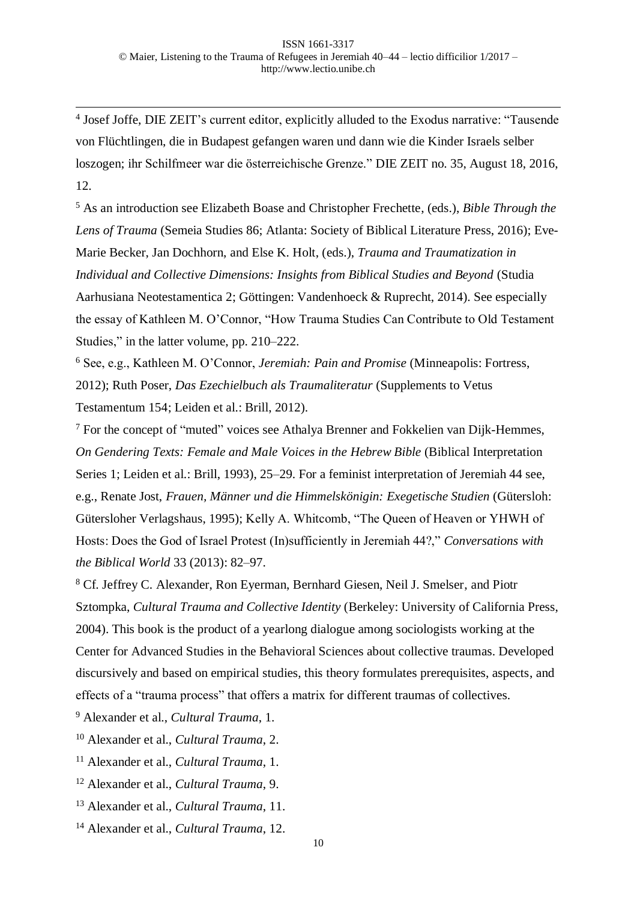[4] Josef Joffe, DIE ZEIT's current editor, explicitly alluded to the Exodus narrative: "Tausende von Flüchtlingen, die in Budapest gefangen waren und dann wie die Kinder Israels selber loszogen; ihr Schilfmeer war die österreichische Grenze." DIE ZEIT no. 35, August 18, 2016, 12.

[5] As an introduction see Elizabeth Boase and Christopher Frechette, (eds.), *Bible Through the Lens of Trauma* (Semeia Studies 86; Atlanta: Society of Biblical Literature Press, 2016); Eve-Marie Becker, Jan Dochhorn, and Else K. Holt, (eds.), *Trauma and Traumatization in Individual and Collective Dimensions: Insights from Biblical Studies and Beyond* (Studia Aarhusiana Neotestamentica 2; Göttingen: Vandenhoeck & Ruprecht, 2014). See especially the essay of Kathleen M. O'Connor, "How Trauma Studies Can Contribute to Old Testament Studies," in the latter volume, pp. 210–222.

[6] See, e.g., Kathleen M. O'Connor, *Jeremiah: Pain and Promise* (Minneapolis: Fortress, 2012); Ruth Poser, *Das Ezechielbuch als Traumaliteratur* (Supplements to Vetus Testamentum 154; Leiden et al.: Brill, 2012).

[7] For the concept of "muted" voices see Athalya Brenner and Fokkelien van Dijk-Hemmes, *On Gendering Texts: Female and Male Voices in the Hebrew Bible* (Biblical Interpretation Series 1; Leiden et al.: Brill, 1993), 25–29. For a feminist interpretation of Jeremiah 44 see, e.g., Renate Jost, *Frauen, Männer und die Himmelskönigin: Exegetische Studien* (Gütersloh: Gütersloher Verlagshaus, 1995); Kelly A. Whitcomb, "The Queen of Heaven or YHWH of Hosts: Does the God of Israel Protest (In)sufficiently in Jeremiah 44?," *Conversations with the Biblical World* 33 (2013): 82–97.

[8] Cf. Jeffrey C. Alexander, Ron Eyerman, Bernhard Giesen, Neil J. Smelser, and Piotr Sztompka, *Cultural Trauma and Collective Identity* (Berkeley: University of California Press, 2004). This book is the product of a yearlong dialogue among sociologists working at the Center for Advanced Studies in the Behavioral Sciences about collective traumas. Developed discursively and based on empirical studies, this theory formulates prerequisites, aspects, and effects of a "trauma process" that offers a matrix for different traumas of collectives.

[9] Alexander et al., *Cultural Trauma*, 1.

[10] Alexander et al., *Cultural Trauma*, 2.

[11] Alexander et al., *Cultural Trauma*, 1.

[12] Alexander et al., *Cultural Trauma*, 9.

[13] Alexander et al., *Cultural Trauma*, 11.

[14] Alexander et al., *Cultural Trauma*, 12.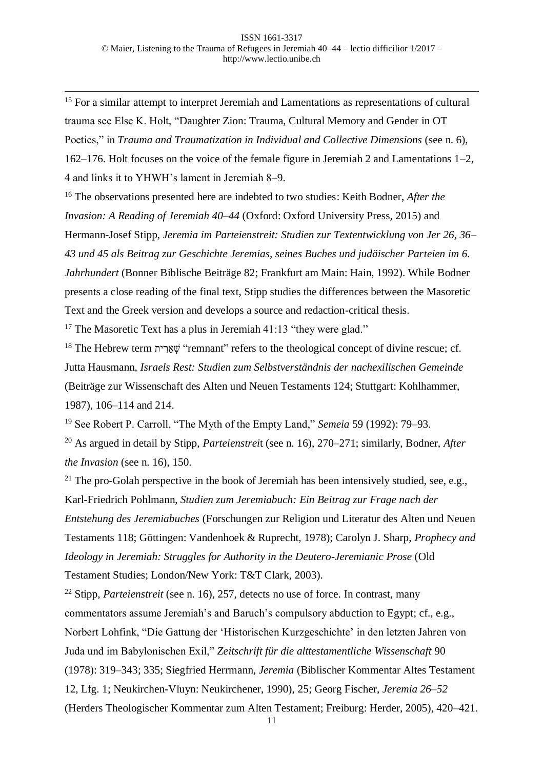[15] For a similar attempt to interpret Jeremiah and Lamentations as representations of cultural trauma see Else K. Holt, "Daughter Zion: Trauma, Cultural Memory and Gender in OT Poetics," in *Trauma and Traumatization in Individual and Collective Dimensions* (see n. 6), 162–176. Holt focuses on the voice of the female figure in Jeremiah 2 and Lamentations 1–2, 4 and links it to YHWH's lament in Jeremiah 8–9.

[16] The observations presented here are indebted to two studies: Keith Bodner, *After the Invasion: A Reading of Jeremiah 40–44* (Oxford: Oxford University Press, 2015) and Hermann-Josef Stipp, *Jeremia im Parteienstreit: Studien zur Textentwicklung von Jer 26, 36–43 und 45 als Beitrag zur Geschichte Jeremias, seines Buches und judäischer Parteien im 6. Jahrhundert* (Bonner Biblische Beiträge 82; Frankfurt am Main: Hain, 1992). While Bodner presents a close reading of the final text, Stipp studies the differences between the Masoretic Text and the Greek version and develops a source and redaction-critical thesis.

[17] The Masoretic Text has a plus in Jeremiah 41:13 "they were glad."

[18] The Hebrew term שְׁאֵרִית "remnant" refers to the theological concept of divine rescue; cf. Jutta Hausmann, *Israels Rest: Studien zum Selbstverständnis der nachexilischen Gemeinde* (Beiträge zur Wissenschaft des Alten und Neuen Testaments 124; Stuttgart: Kohlhammer, 1987), 106–114 and 214.

[19] See Robert P. Carroll, "The Myth of the Empty Land," *Semeia* 59 (1992): 79–93.

[20] As argued in detail by Stipp, *Parteienstreit* (see n. 16), 270–271; similarly, Bodner, *After the Invasion* (see n. 16), 150.

[21] The pro-Golah perspective in the book of Jeremiah has been intensively studied, see, e.g., Karl-Friedrich Pohlmann, *Studien zum Jeremiabuch: Ein Beitrag zur Frage nach der Entstehung des Jeremiabuches* (Forschungen zur Religion und Literatur des Alten und Neuen Testaments 118; Göttingen: Vandenhoek & Ruprecht, 1978); Carolyn J. Sharp, *Prophecy and Ideology in Jeremiah: Struggles for Authority in the Deutero-Jeremianic Prose* (Old Testament Studies; London/New York: T&T Clark, 2003).

[22] Stipp, *Parteienstreit* (see n. 16), 257, detects no use of force. In contrast, many commentators assume Jeremiah's and Baruch's compulsory abduction to Egypt; cf., e.g., Norbert Lohfink, "Die Gattung der 'Historischen Kurzgeschichte' in den letzten Jahren von Juda und im Babylonischen Exil," *Zeitschrift für die alttestamentliche Wissenschaft* 90 (1978): 319–343; 335; Siegfried Herrmann, *Jeremia* (Biblischer Kommentar Altes Testament 12, Lfg. 1; Neukirchen-Vluyn: Neukirchener, 1990), 25; Georg Fischer, *Jeremia 26–52* (Herders Theologischer Kommentar zum Alten Testament; Freiburg: Herder, 2005), 420–421.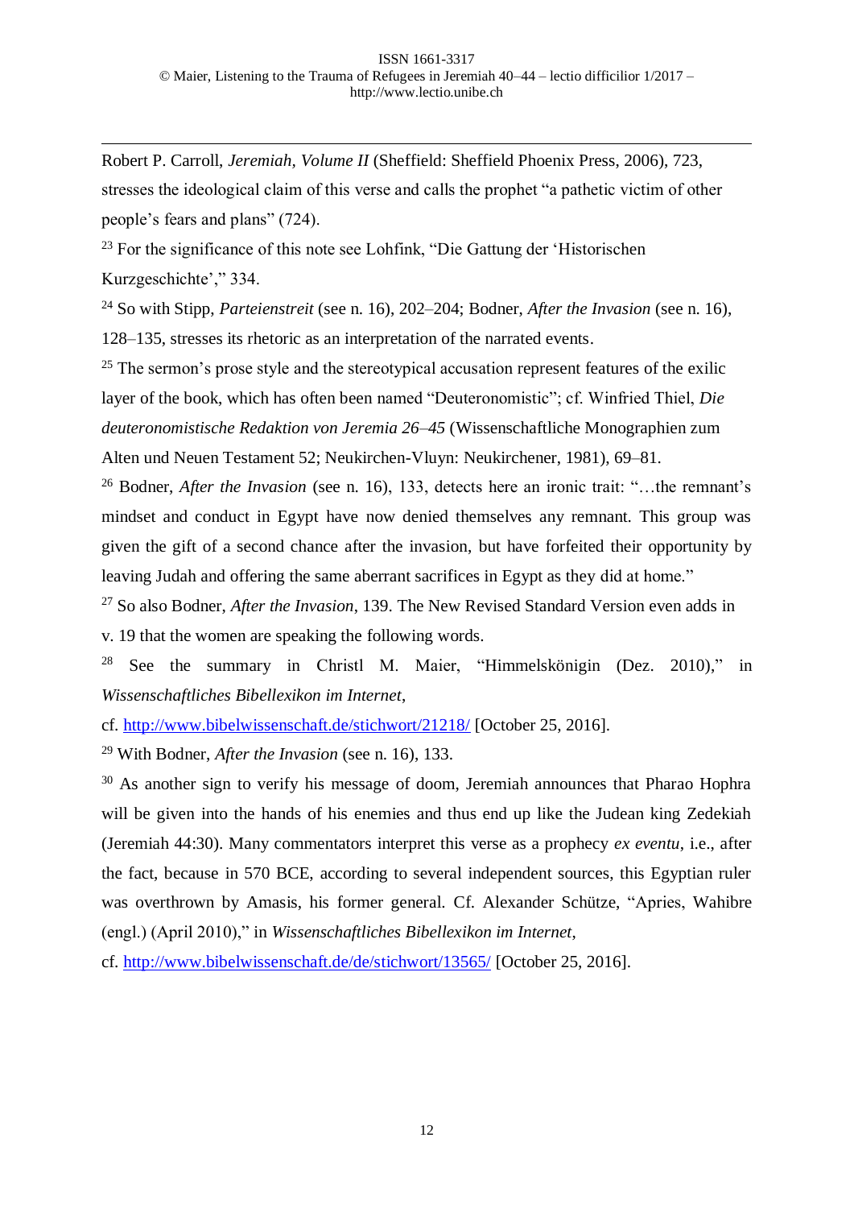Robert P. Carroll, *Jeremiah, Volume II* (Sheffield: Sheffield Phoenix Press, 2006), 723, stresses the ideological claim of this verse and calls the prophet "a pathetic victim of other people's fears and plans" (724).

[23] For the significance of this note see Lohfink, "Die Gattung der 'Historischen Kurzgeschichte'," 334.

[24] So with Stipp, *Parteienstreit* (see n. 16), 202–204; Bodner, *After the Invasion* (see n. 16), 128–135, stresses its rhetoric as an interpretation of the narrated events.

[25] The sermon's prose style and the stereotypical accusation represent features of the exilic layer of the book, which has often been named "Deuteronomistic"; cf. Winfried Thiel, *Die deuteronomistische Redaktion von Jeremia 26–45* (Wissenschaftliche Monographien zum Alten und Neuen Testament 52; Neukirchen-Vluyn: Neukirchener, 1981), 69–81.

[26] Bodner, *After the Invasion* (see n. 16), 133, detects here an ironic trait: "…the remnant's mindset and conduct in Egypt have now denied themselves any remnant. This group was given the gift of a second chance after the invasion, but have forfeited their opportunity by leaving Judah and offering the same aberrant sacrifices in Egypt as they did at home."

[27] So also Bodner, *After the Invasion*, 139. The New Revised Standard Version even adds in v. 19 that the women are speaking the following words.

[28] See the summary in Christl M. Maier, "Himmelskönigin (Dez. 2010)," in *Wissenschaftliches Bibellexikon im Internet*, cf. http://www.bibelwissenschaft.de/stichwort/21218/ [October 25, 2016].

[29] With Bodner, *After the Invasion* (see n. 16), 133.

[30] As another sign to verify his message of doom, Jeremiah announces that Pharao Hophra will be given into the hands of his enemies and thus end up like the Judean king Zedekiah (Jeremiah 44:30). Many commentators interpret this verse as a prophecy *ex eventu*, i.e., after the fact, because in 570 BCE, according to several independent sources, this Egyptian ruler was overthrown by Amasis, his former general. Cf. Alexander Schütze, "Apries, Wahibre (engl.) (April 2010)," in *Wissenschaftliches Bibellexikon im Internet*, cf. http://www.bibelwissenschaft.de/de/stichwort/13565/ [October 25, 2016].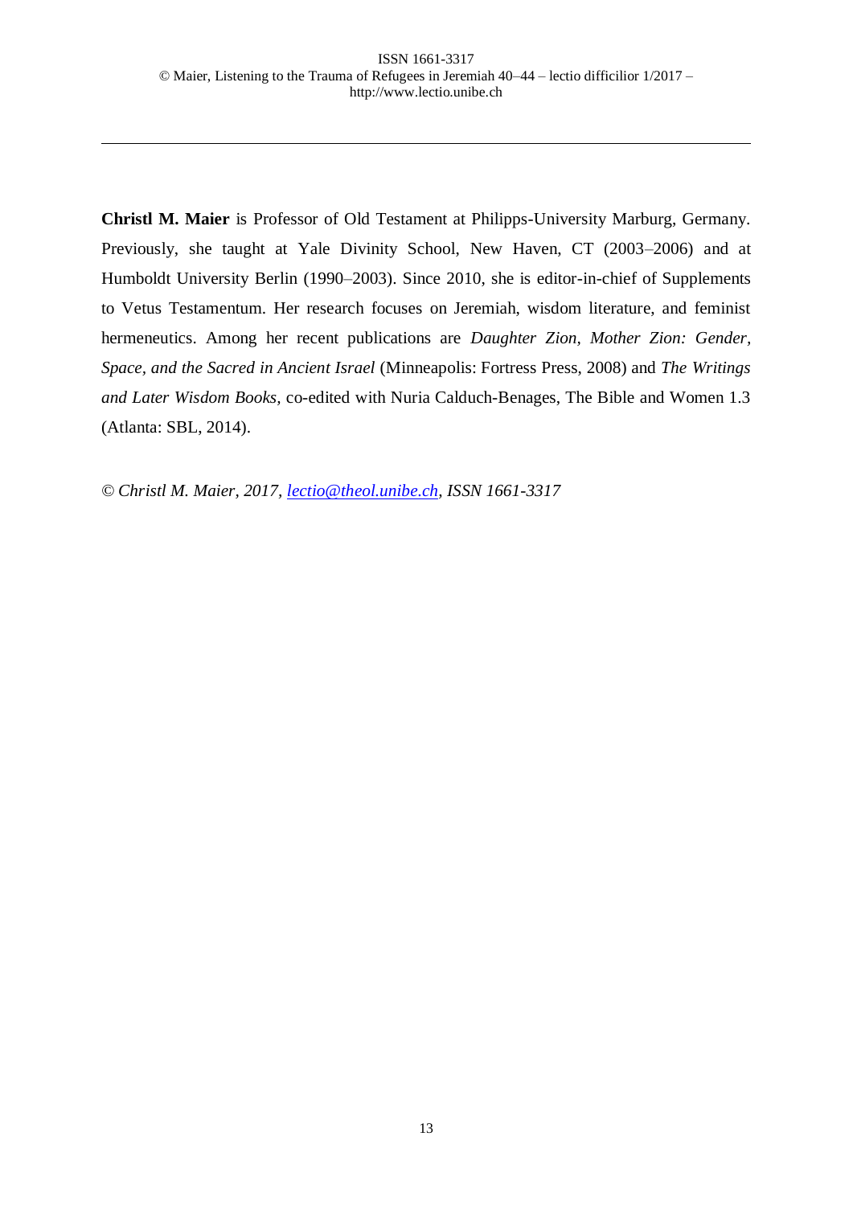**Christl M. Maier** is Professor of Old Testament at Philipps-University Marburg, Germany. Previously, she taught at Yale Divinity School, New Haven, CT (2003–2006) and at Humboldt University Berlin (1990–2003). Since 2010, she is editor-in-chief of Supplements to Vetus Testamentum. Her research focuses on Jeremiah, wisdom literature, and feminist hermeneutics. Among her recent publications are *Daughter Zion, Mother Zion: Gender, Space, and the Sacred in Ancient Israel* (Minneapolis: Fortress Press, 2008) and *The Writings and Later Wisdom Books,* co-edited with Nuria Calduch-Benages, The Bible and Women 1.3 (Atlanta: SBL, 2014).

*© Christl M. Maier, 2017, lectio@theol.unibe.ch, ISSN 1661-3317*